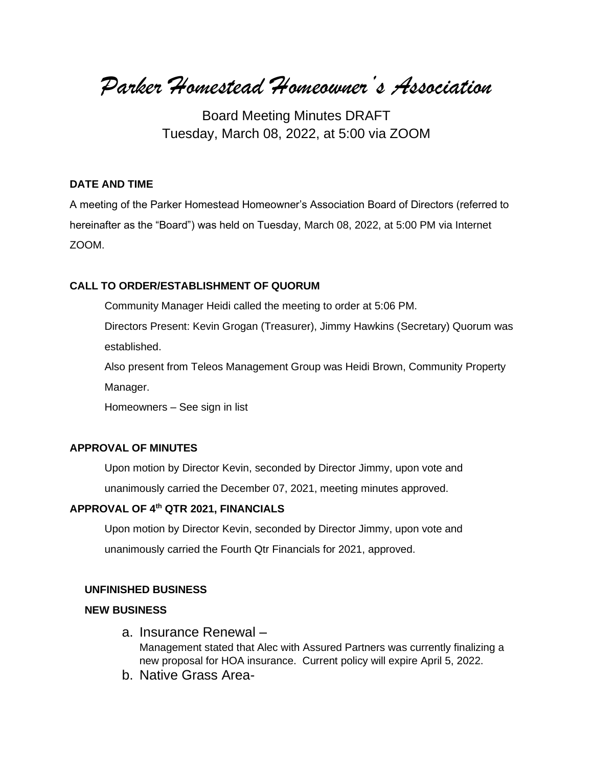# *Parker Homestead Homeowner's Association*

Board Meeting Minutes DRAFT
Tuesday, March 08, 2022, at 5:00 via ZOOM

**DATE AND TIME**

A meeting of the Parker Homestead Homeowner's Association Board of Directors (referred to hereinafter as the "Board") was held on Tuesday, March 08, 2022, at 5:00 PM via Internet ZOOM.

**CALL TO ORDER/ESTABLISHMENT OF QUORUM**

Community Manager Heidi called the meeting to order at 5:06 PM.

Directors Present: Kevin Grogan (Treasurer), Jimmy Hawkins (Secretary) Quorum was established.

Also present from Teleos Management Group was Heidi Brown, Community Property Manager.

Homeowners – See sign in list

**APPROVAL OF MINUTES**

Upon motion by Director Kevin, seconded by Director Jimmy, upon vote and unanimously carried the December 07, 2021, meeting minutes approved.

**APPROVAL OF 4th QTR 2021, FINANCIALS**

Upon motion by Director Kevin, seconded by Director Jimmy, upon vote and unanimously carried the Fourth Qtr Financials for 2021, approved.

**UNFINISHED BUSINESS**

**NEW BUSINESS**

a. Insurance Renewal –
   Management stated that Alec with Assured Partners was currently finalizing a new proposal for HOA insurance. Current policy will expire April 5, 2022.
b. Native Grass Area-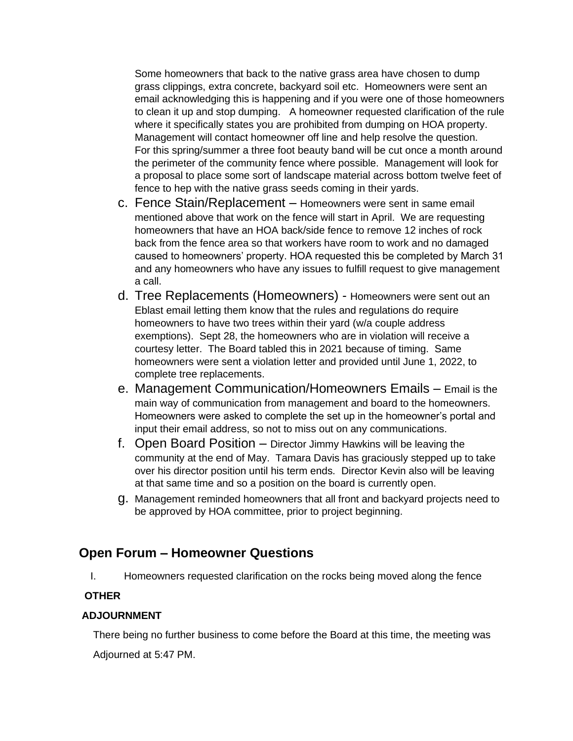Some homeowners that back to the native grass area have chosen to dump grass clippings, extra concrete, backyard soil etc. Homeowners were sent an email acknowledging this is happening and if you were one of those homeowners to clean it up and stop dumping. A homeowner requested clarification of the rule where it specifically states you are prohibited from dumping on HOA property. Management will contact homeowner off line and help resolve the question. For this spring/summer a three foot beauty band will be cut once a month around the perimeter of the community fence where possible. Management will look for a proposal to place some sort of landscape material across bottom twelve feet of fence to hep with the native grass seeds coming in their yards.

c. Fence Stain/Replacement – Homeowners were sent in same email mentioned above that work on the fence will start in April. We are requesting homeowners that have an HOA back/side fence to remove 12 inches of rock back from the fence area so that workers have room to work and no damaged caused to homeowners' property. HOA requested this be completed by March 31 and any homeowners who have any issues to fulfill request to give management a call.

d. Tree Replacements (Homeowners) - Homeowners were sent out an Eblast email letting them know that the rules and regulations do require homeowners to have two trees within their yard (w/a couple address exemptions). Sept 28, the homeowners who are in violation will receive a courtesy letter. The Board tabled this in 2021 because of timing. Same homeowners were sent a violation letter and provided until June 1, 2022, to complete tree replacements.

e. Management Communication/Homeowners Emails – Email is the main way of communication from management and board to the homeowners. Homeowners were asked to complete the set up in the homeowner's portal and input their email address, so not to miss out on any communications.

f. Open Board Position – Director Jimmy Hawkins will be leaving the community at the end of May. Tamara Davis has graciously stepped up to take over his director position until his term ends. Director Kevin also will be leaving at that same time and so a position on the board is currently open.

g. Management reminded homeowners that all front and backyard projects need to be approved by HOA committee, prior to project beginning.

## Open Forum – Homeowner Questions

I. Homeowners requested clarification on the rocks being moved along the fence

**OTHER**

**ADJOURNMENT**

There being no further business to come before the Board at this time, the meeting was Adjourned at 5:47 PM.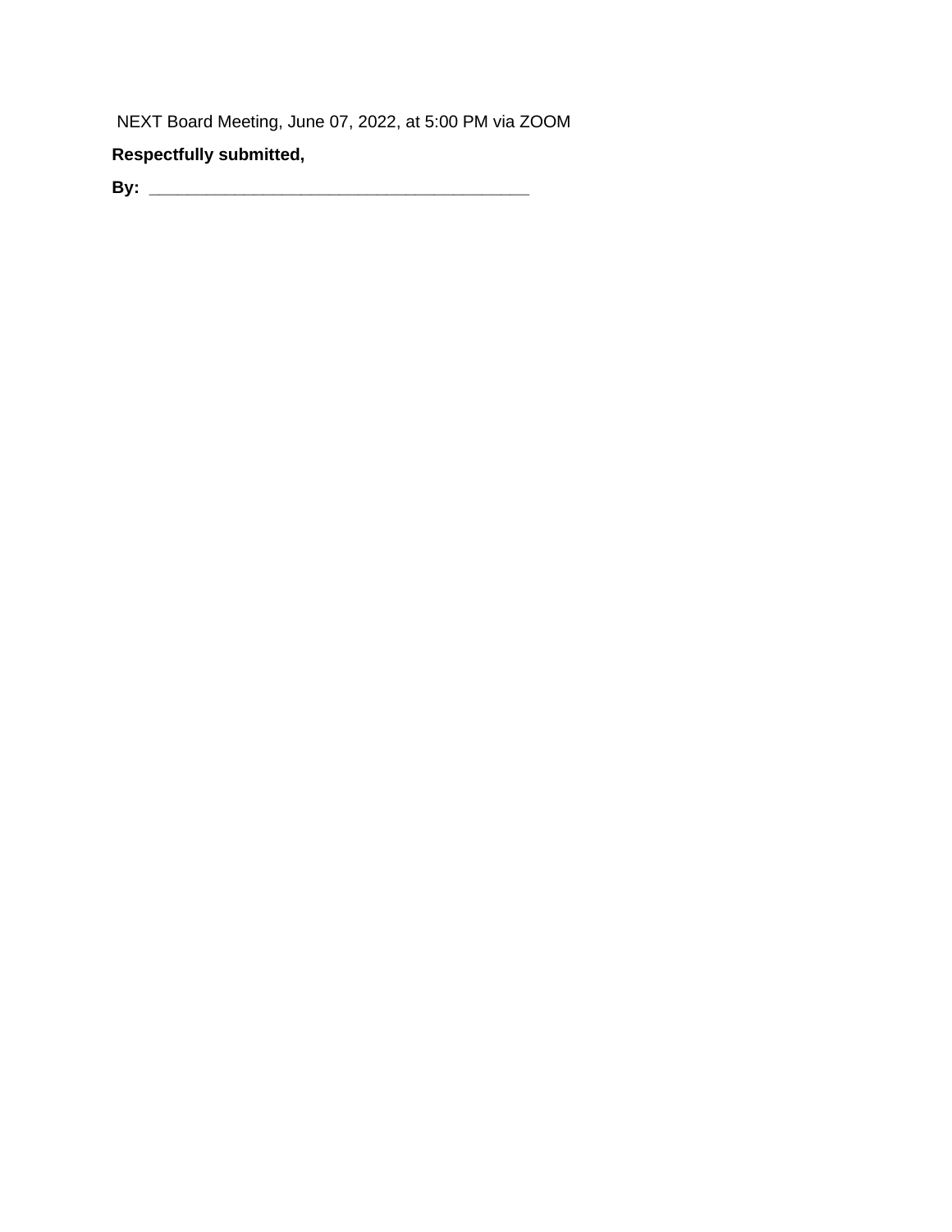NEXT Board Meeting, June 07, 2022, at 5:00 PM via ZOOM

**Respectfully submitted,**

**By: ________________________________________**